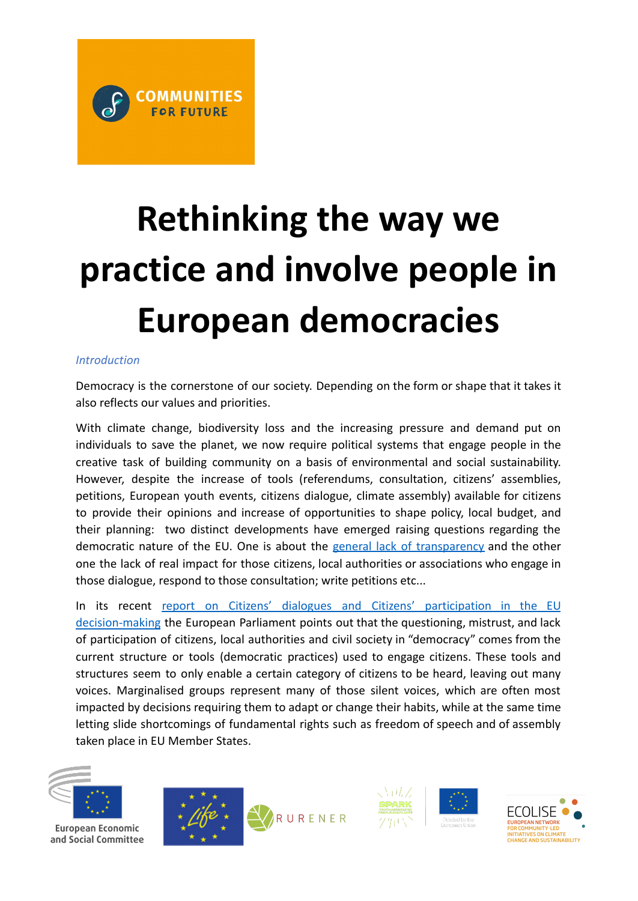# Rethinking the way we practice and involve people in European democracies

*Introduction*

Democracy is the cornerstone of our society. Depending on the form or shape that it takes it also reflects our values and priorities.

With climate change, biodiversity loss and the increasing pressure and demand put on individuals to save the planet, we now require political systems that engage people in the creative task of building community on a basis of environmental and social sustainability. However, despite the increase of tools (referendums, consultation, citizens' assemblies, petitions, European youth events, citizens dialogue, climate assembly) available for citizens to provide their opinions and increase of opportunities to shape policy, local budget, and their planning: two distinct developments have emerged raising questions regarding the democratic nature of the EU. One is about the general lack of transparency and the other one the lack of real impact for those citizens, local authorities or associations who engage in those dialogue, respond to those consultation; write petitions etc...

In its recent report on Citizens' dialogues and Citizens' participation in the EU decision-making the European Parliament points out that the questioning, mistrust, and lack of participation of citizens, local authorities and civil society in "democracy" comes from the current structure or tools (democratic practices) used to engage citizens. These tools and structures seem to only enable a certain category of citizens to be heard, leaving out many voices. Marginalised groups represent many of those silent voices, which are often most impacted by decisions requiring them to adapt or change their habits, while at the same time letting slide shortcomings of fundamental rights such as freedom of speech and of assembly taken place in EU Member States.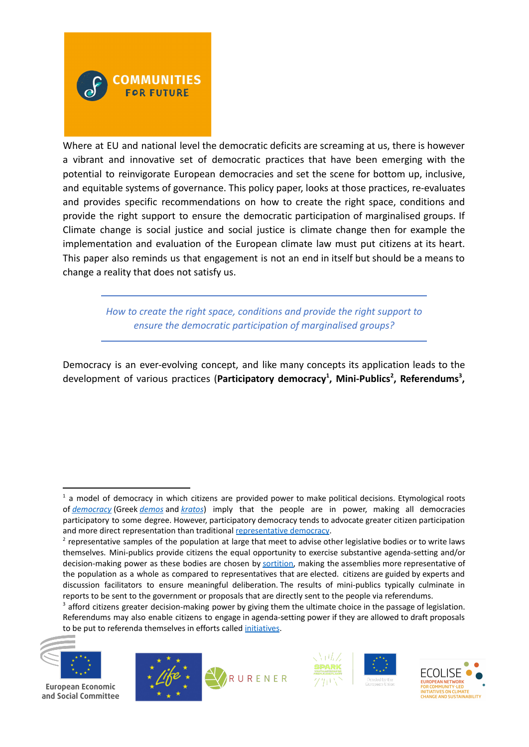Where at EU and national level the democratic deficits are screaming at us, there is however a vibrant and innovative set of democratic practices that have been emerging with the potential to reinvigorate European democracies and set the scene for bottom up, inclusive, and equitable systems of governance. This policy paper, looks at those practices, re-evaluates and provides specific recommendations on how to create the right space, conditions and provide the right support to ensure the democratic participation of marginalised groups. If Climate change is social justice and social justice is climate change then for example the implementation and evaluation of the European climate law must put citizens at its heart. This paper also reminds us that engagement is not an end in itself but should be a means to change a reality that does not satisfy us.

---

*How to create the right space, conditions and provide the right support to ensure the democratic participation of marginalised groups?*

---

Democracy is an ever-evolving concept, and like many concepts its application leads to the development of various practices (**Participatory democracy**[1], **Mini-Publics**[2], **Referendums**[3],

---

[1] a model of democracy in which citizens are provided power to make political decisions. Etymological roots of *democracy* (Greek *demos* and *kratos*) imply that the people are in power, making all democracies participatory to some degree. However, participatory democracy tends to advocate greater citizen participation and more direct representation than traditional representative democracy.

[2] representative samples of the population at large that meet to advise other legislative bodies or to write laws themselves. Mini-publics provide citizens the equal opportunity to exercise substantive agenda-setting and/or decision-making power as these bodies are chosen by sortition, making the assemblies more representative of the population as a whole as compared to representatives that are elected. citizens are guided by experts and discussion facilitators to ensure meaningful deliberation. The results of mini-publics typically culminate in reports to be sent to the government or proposals that are directly sent to the people via referendums.

[3] afford citizens greater decision-making power by giving them the ultimate choice in the passage of legislation. Referendums may also enable citizens to engage in agenda-setting power if they are allowed to draft proposals to be put to referenda themselves in efforts called initiatives.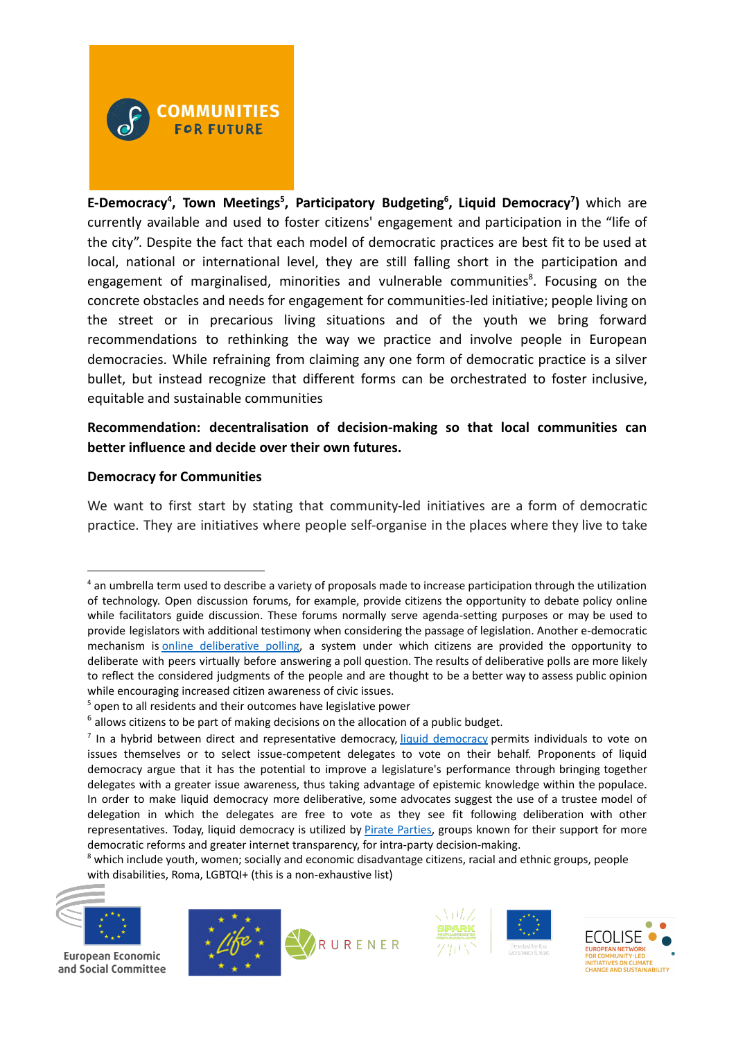**E-Democracy[4], Town Meetings[5], Participatory Budgeting[6], Liquid Democracy[7])** which are currently available and used to foster citizens' engagement and participation in the "life of the city". Despite the fact that each model of democratic practices are best fit to be used at local, national or international level, they are still falling short in the participation and engagement of marginalised, minorities and vulnerable communities[8]. Focusing on the concrete obstacles and needs for engagement for communities-led initiative; people living on the street or in precarious living situations and of the youth we bring forward recommendations to rethinking the way we practice and involve people in European democracies. While refraining from claiming any one form of democratic practice is a silver bullet, but instead recognize that different forms can be orchestrated to foster inclusive, equitable and sustainable communities

**Recommendation: decentralisation of decision-making so that local communities can better influence and decide over their own futures.**

**Democracy for Communities**

We want to first start by stating that community-led initiatives are a form of democratic practice. They are initiatives where people self-organise in the places where they live to take

---

[4] an umbrella term used to describe a variety of proposals made to increase participation through the utilization of technology. Open discussion forums, for example, provide citizens the opportunity to debate policy online while facilitators guide discussion. These forums normally serve agenda-setting purposes or may be used to provide legislators with additional testimony when considering the passage of legislation. Another e-democratic mechanism is online deliberative polling, a system under which citizens are provided the opportunity to deliberate with peers virtually before answering a poll question. The results of deliberative polls are more likely to reflect the considered judgments of the people and are thought to be a better way to assess public opinion while encouraging increased citizen awareness of civic issues.

[5] open to all residents and their outcomes have legislative power

[6] allows citizens to be part of making decisions on the allocation of a public budget.

[7] In a hybrid between direct and representative democracy, liquid democracy permits individuals to vote on issues themselves or to select issue-competent delegates to vote on their behalf. Proponents of liquid democracy argue that it has the potential to improve a legislature's performance through bringing together delegates with a greater issue awareness, thus taking advantage of epistemic knowledge within the populace. In order to make liquid democracy more deliberative, some advocates suggest the use of a trustee model of delegation in which the delegates are free to vote as they see fit following deliberation with other representatives. Today, liquid democracy is utilized by Pirate Parties, groups known for their support for more democratic reforms and greater internet transparency, for intra-party decision-making.

[8] which include youth, women; socially and economic disadvantage citizens, racial and ethnic groups, people with disabilities, Roma, LGBTQI+ (this is a non-exhaustive list)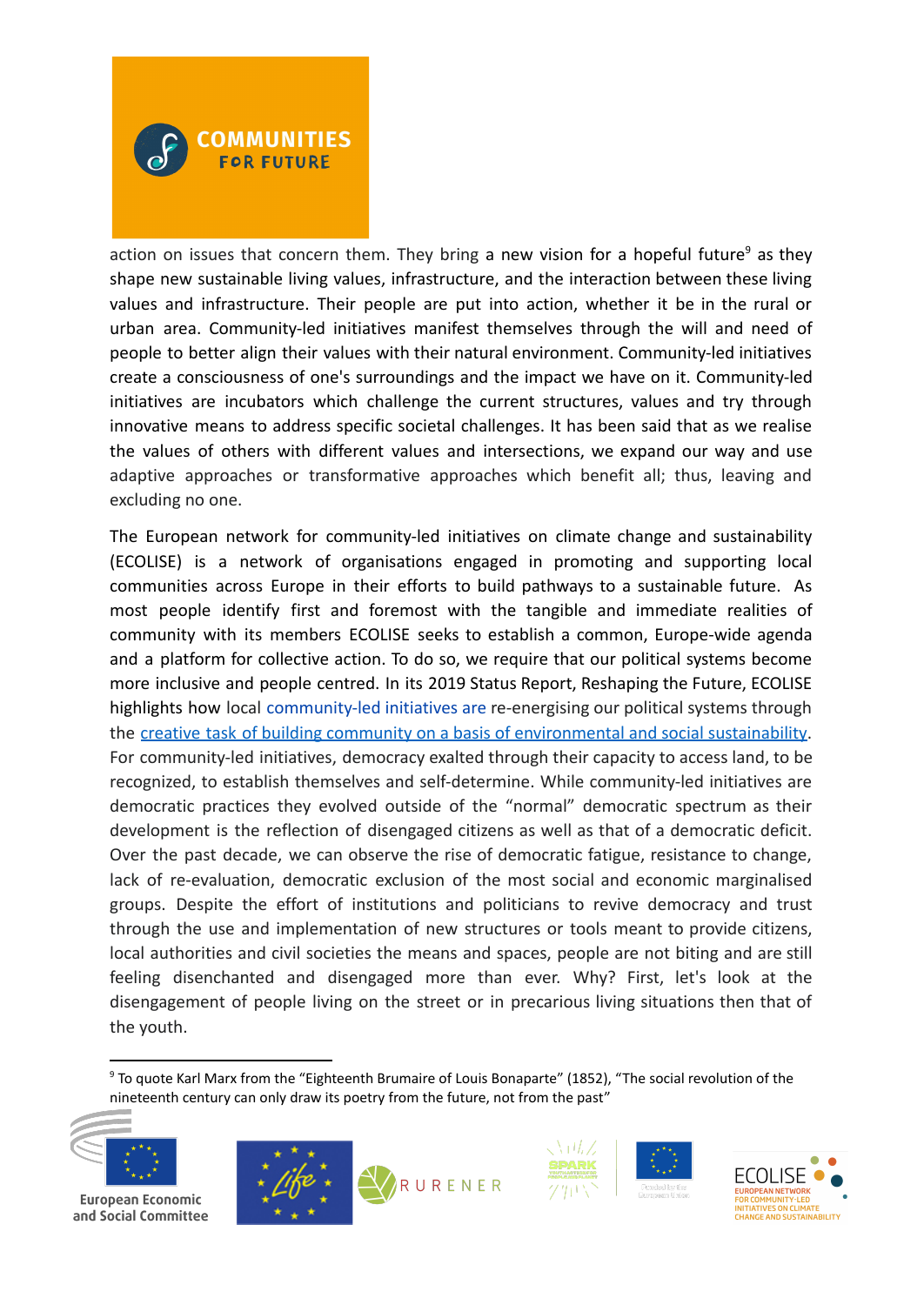action on issues that concern them. They bring a new vision for a hopeful future[9] as they shape new sustainable living values, infrastructure, and the interaction between these living values and infrastructure. Their people are put into action, whether it be in the rural or urban area. Community-led initiatives manifest themselves through the will and need of people to better align their values with their natural environment. Community-led initiatives create a consciousness of one's surroundings and the impact we have on it. Community-led initiatives are incubators which challenge the current structures, values and try through innovative means to address specific societal challenges. It has been said that as we realise the values of others with different values and intersections, we expand our way and use adaptive approaches or transformative approaches which benefit all; thus, leaving and excluding no one.

The European network for community-led initiatives on climate change and sustainability (ECOLISE) is a network of organisations engaged in promoting and supporting local communities across Europe in their efforts to build pathways to a sustainable future. As most people identify first and foremost with the tangible and immediate realities of community with its members ECOLISE seeks to establish a common, Europe-wide agenda and a platform for collective action. To do so, we require that our political systems become more inclusive and people centred. In its 2019 Status Report, Reshaping the Future, ECOLISE highlights how local community-led initiatives are re-energising our political systems through the [creative task of building community on a basis of environmental and social sustainability](). For community-led initiatives, democracy exalted through their capacity to access land, to be recognized, to establish themselves and self-determine. While community-led initiatives are democratic practices they evolved outside of the "normal" democratic spectrum as their development is the reflection of disengaged citizens as well as that of a democratic deficit. Over the past decade, we can observe the rise of democratic fatigue, resistance to change, lack of re-evaluation, democratic exclusion of the most social and economic marginalised groups. Despite the effort of institutions and politicians to revive democracy and trust through the use and implementation of new structures or tools meant to provide citizens, local authorities and civil societies the means and spaces, people are not biting and are still feeling disenchanted and disengaged more than ever. Why? First, let's look at the disengagement of people living on the street or in precarious living situations then that of the youth.

[9] To quote Karl Marx from the "Eighteenth Brumaire of Louis Bonaparte" (1852), "The social revolution of the nineteenth century can only draw its poetry from the future, not from the past"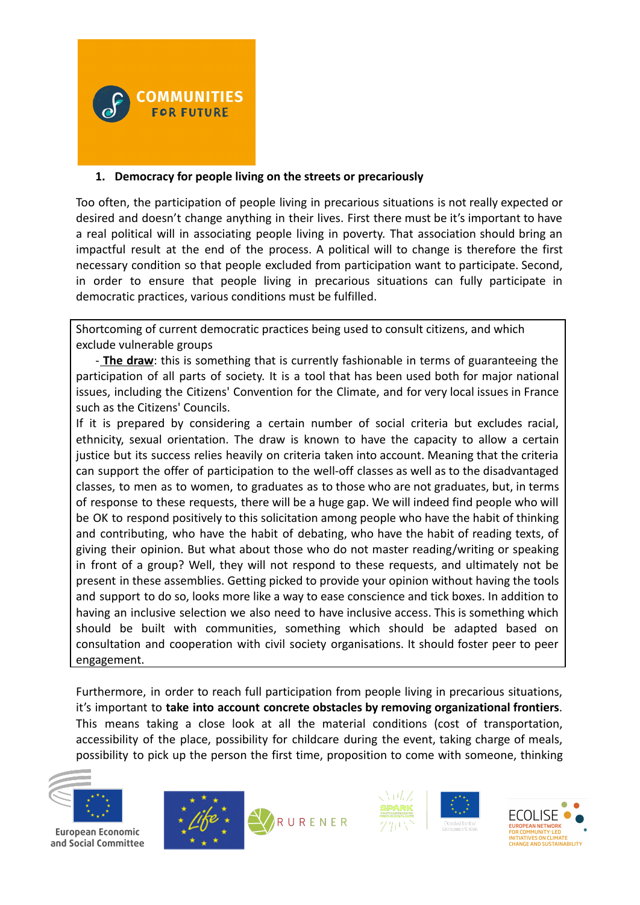## 1. Democracy for people living on the streets or precariously

Too often, the participation of people living in precarious situations is not really expected or desired and doesn't change anything in their lives. First there must be it's important to have a real political will in associating people living in poverty. That association should bring an impactful result at the end of the process. A political will to change is therefore the first necessary condition so that people excluded from participation want to participate. Second, in order to ensure that people living in precarious situations can fully participate in democratic practices, various conditions must be fulfilled.

> Shortcoming of current democratic practices being used to consult citizens, and which exclude vulnerable groups
>
> - **The draw**: this is something that is currently fashionable in terms of guaranteeing the participation of all parts of society. It is a tool that has been used both for major national issues, including the Citizens' Convention for the Climate, and for very local issues in France such as the Citizens' Councils.
>
> If it is prepared by considering a certain number of social criteria but excludes racial, ethnicity, sexual orientation. The draw is known to have the capacity to allow a certain justice but its success relies heavily on criteria taken into account. Meaning that the criteria can support the offer of participation to the well-off classes as well as to the disadvantaged classes, to men as to women, to graduates as to those who are not graduates, but, in terms of response to these requests, there will be a huge gap. We will indeed find people who will be OK to respond positively to this solicitation among people who have the habit of thinking and contributing, who have the habit of debating, who have the habit of reading texts, of giving their opinion. But what about those who do not master reading/writing or speaking in front of a group? Well, they will not respond to these requests, and ultimately not be present in these assemblies. Getting picked to provide your opinion without having the tools and support to do so, looks more like a way to ease conscience and tick boxes. In addition to having an inclusive selection we also need to have inclusive access. This is something which should be built with communities, something which should be adapted based on consultation and cooperation with civil society organisations. It should foster peer to peer engagement.

Furthermore, in order to reach full participation from people living in precarious situations, it's important to **take into account concrete obstacles by removing organizational frontiers**. This means taking a close look at all the material conditions (cost of transportation, accessibility of the place, possibility for childcare during the event, taking charge of meals, possibility to pick up the person the first time, proposition to come with someone, thinking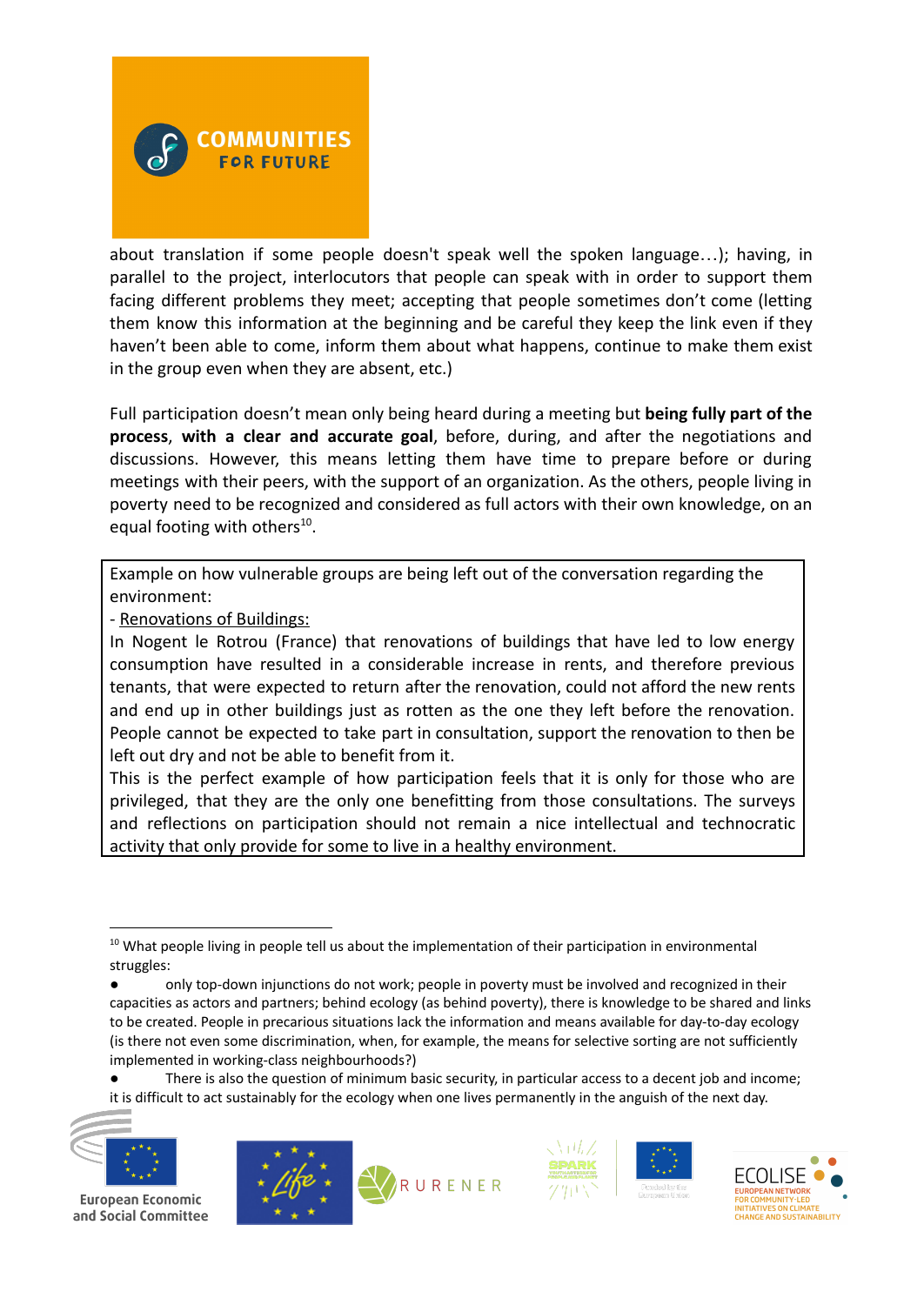about translation if some people doesn't speak well the spoken language…); having, in parallel to the project, interlocutors that people can speak with in order to support them facing different problems they meet; accepting that people sometimes don't come (letting them know this information at the beginning and be careful they keep the link even if they haven't been able to come, inform them about what happens, continue to make them exist in the group even when they are absent, etc.)

Full participation doesn't mean only being heard during a meeting but **being fully part of the process**, **with a clear and accurate goal**, before, during, and after the negotiations and discussions. However, this means letting them have time to prepare before or during meetings with their peers, with the support of an organization. As the others, people living in poverty need to be recognized and considered as full actors with their own knowledge, on an equal footing with others[10].

> Example on how vulnerable groups are being left out of the conversation regarding the environment:
>
> - <u>Renovations of Buildings:</u>
>
> In Nogent le Rotrou (France) that renovations of buildings that have led to low energy consumption have resulted in a considerable increase in rents, and therefore previous tenants, that were expected to return after the renovation, could not afford the new rents and end up in other buildings just as rotten as the one they left before the renovation. People cannot be expected to take part in consultation, support the renovation to then be left out dry and not be able to benefit from it.
>
> This is the perfect example of how participation feels that it is only for those who are privileged, that they are the only one benefitting from those consultations. The surveys and reflections on participation should not remain a nice intellectual and technocratic activity that only provide for some to live in a healthy environment.

---

[10] What people living in people tell us about the implementation of their participation in environmental struggles:

- only top-down injunctions do not work; people in poverty must be involved and recognized in their capacities as actors and partners; behind ecology (as behind poverty), there is knowledge to be shared and links to be created. People in precarious situations lack the information and means available for day-to-day ecology (is there not even some discrimination, when, for example, the means for selective sorting are not sufficiently implemented in working-class neighbourhoods?)
- There is also the question of minimum basic security, in particular access to a decent job and income; it is difficult to act sustainably for the ecology when one lives permanently in the anguish of the next day.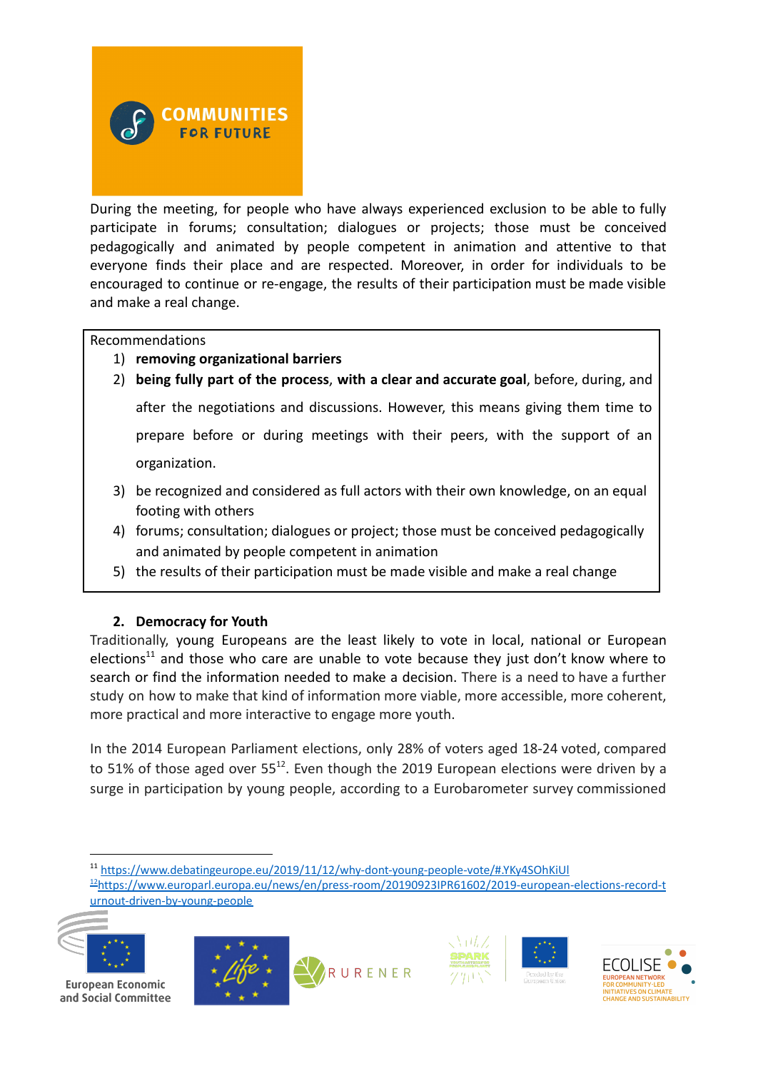During the meeting, for people who have always experienced exclusion to be able to fully participate in forums; consultation; dialogues or projects; those must be conceived pedagogically and animated by people competent in animation and attentive to that everyone finds their place and are respected. Moreover, in order for individuals to be encouraged to continue or re-engage, the results of their participation must be made visible and make a real change.

Recommendations

1) **removing organizational barriers**
2) **being fully part of the process**, **with a clear and accurate goal**, before, during, and after the negotiations and discussions. However, this means giving them time to prepare before or during meetings with their peers, with the support of an organization.
3) be recognized and considered as full actors with their own knowledge, on an equal footing with others
4) forums; consultation; dialogues or project; those must be conceived pedagogically and animated by people competent in animation
5) the results of their participation must be made visible and make a real change

## 2. Democracy for Youth

Traditionally, young Europeans are the least likely to vote in local, national or European elections[11] and those who care are unable to vote because they just don't know where to search or find the information needed to make a decision. There is a need to have a further study on how to make that kind of information more viable, more accessible, more coherent, more practical and more interactive to engage more youth.

In the 2014 European Parliament elections, only 28% of voters aged 18-24 voted, compared to 51% of those aged over 55[12]. Even though the 2019 European elections were driven by a surge in participation by young people, according to a Eurobarometer survey commissioned

[11] https://www.debatingeurope.eu/2019/11/12/why-dont-young-people-vote/#.YKy4SOhKiUl

[12] https://www.europarl.europa.eu/news/en/press-room/20190923IPR61602/2019-european-elections-record-turnout-driven-by-young-people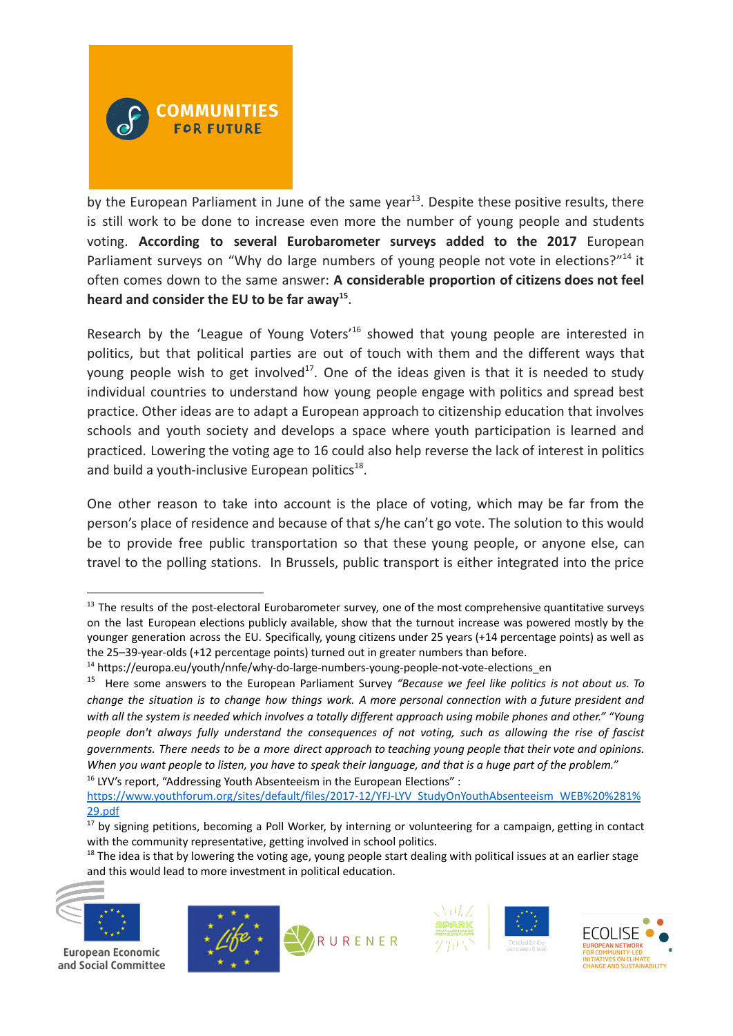by the European Parliament in June of the same year[13]. Despite these positive results, there is still work to be done to increase even more the number of young people and students voting. **According to several Eurobarometer surveys added to the 2017** European Parliament surveys on "Why do large numbers of young people not vote in elections?"[14] it often comes down to the same answer: **A considerable proportion of citizens does not feel heard and consider the EU to be far away[15]**.

Research by the 'League of Young Voters'[16] showed that young people are interested in politics, but that political parties are out of touch with them and the different ways that young people wish to get involved[17]. One of the ideas given is that it is needed to study individual countries to understand how young people engage with politics and spread best practice. Other ideas are to adapt a European approach to citizenship education that involves schools and youth society and develops a space where youth participation is learned and practiced. Lowering the voting age to 16 could also help reverse the lack of interest in politics and build a youth-inclusive European politics[18].

One other reason to take into account is the place of voting, which may be far from the person's place of residence and because of that s/he can't go vote. The solution to this would be to provide free public transportation so that these young people, or anyone else, can travel to the polling stations. In Brussels, public transport is either integrated into the price

---

[13] The results of the post-electoral Eurobarometer survey, one of the most comprehensive quantitative surveys on the last European elections publicly available, show that the turnout increase was powered mostly by the younger generation across the EU. Specifically, young citizens under 25 years (+14 percentage points) as well as the 25–39-year-olds (+12 percentage points) turned out in greater numbers than before.

[14] https://europa.eu/youth/nnfe/why-do-large-numbers-young-people-not-vote-elections_en

[15] Here some answers to the European Parliament Survey *"Because we feel like politics is not about us. To change the situation is to change how things work. A more personal connection with a future president and with all the system is needed which involves a totally different approach using mobile phones and other." "Young people don't always fully understand the consequences of not voting, such as allowing the rise of fascist governments. There needs to be a more direct approach to teaching young people that their vote and opinions. When you want people to listen, you have to speak their language, and that is a huge part of the problem."*

[16] LYV's report, "Addressing Youth Absenteeism in the European Elections" : https://www.youthforum.org/sites/default/files/2017-12/YFJ-LYV_StudyOnYouthAbsenteeism_WEB%20%281%29.pdf

[17] by signing petitions, becoming a Poll Worker, by interning or volunteering for a campaign, getting in contact with the community representative, getting involved in school politics.

[18] The idea is that by lowering the voting age, young people start dealing with political issues at an earlier stage and this would lead to more investment in political education.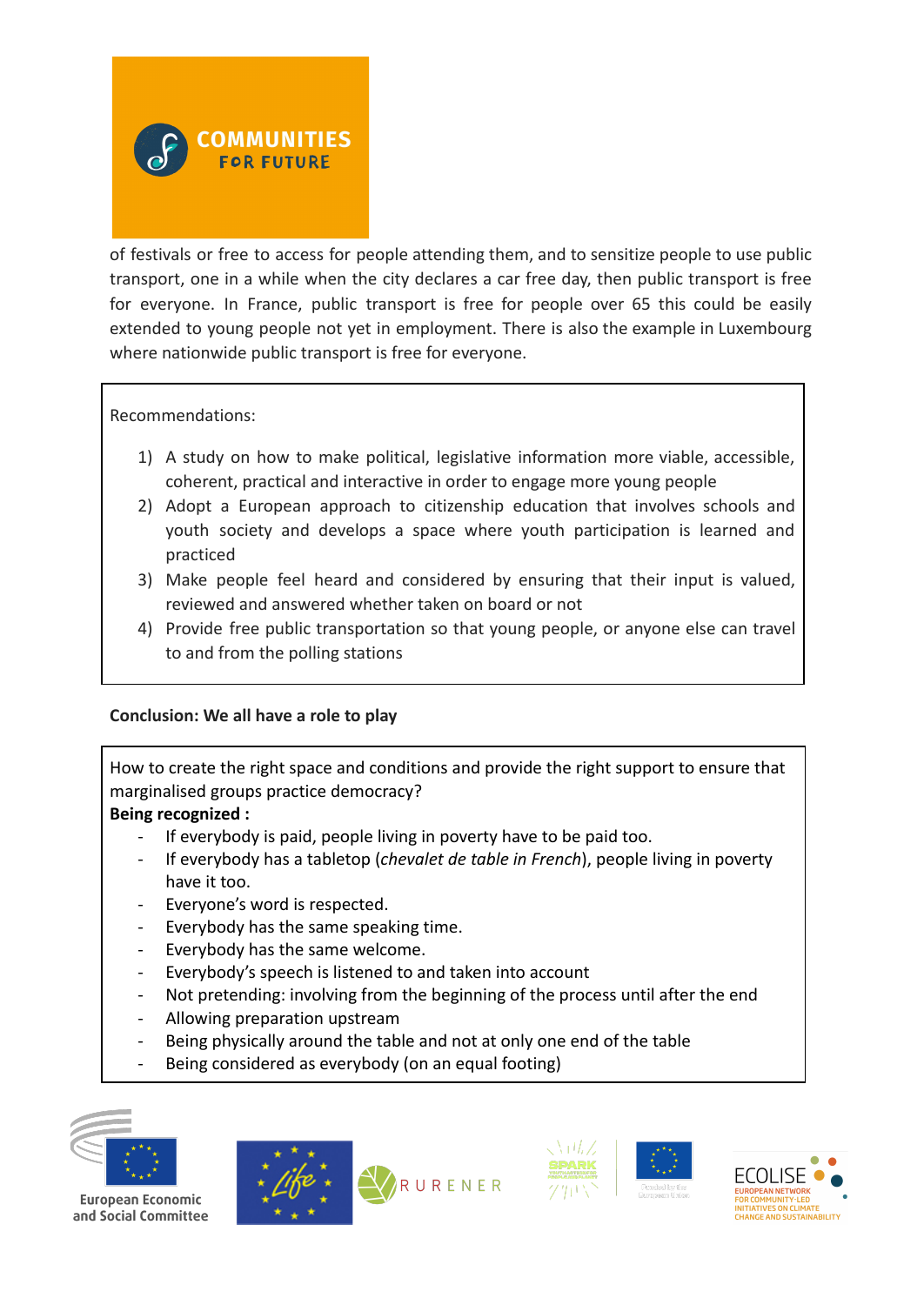of festivals or free to access for people attending them, and to sensitize people to use public transport, one in a while when the city declares a car free day, then public transport is free for everyone. In France, public transport is free for people over 65 this could be easily extended to young people not yet in employment. There is also the example in Luxembourg where nationwide public transport is free for everyone.

Recommendations:

1) A study on how to make political, legislative information more viable, accessible, coherent, practical and interactive in order to engage more young people
2) Adopt a European approach to citizenship education that involves schools and youth society and develops a space where youth participation is learned and practiced
3) Make people feel heard and considered by ensuring that their input is valued, reviewed and answered whether taken on board or not
4) Provide free public transportation so that young people, or anyone else can travel to and from the polling stations

**Conclusion: We all have a role to play**

How to create the right space and conditions and provide the right support to ensure that marginalised groups practice democracy?

**Being recognized :**

- If everybody is paid, people living in poverty have to be paid too.
- If everybody has a tabletop (*chevalet de table in French*), people living in poverty have it too.
- Everyone's word is respected.
- Everybody has the same speaking time.
- Everybody has the same welcome.
- Everybody's speech is listened to and taken into account
- Not pretending: involving from the beginning of the process until after the end
- Allowing preparation upstream
- Being physically around the table and not at only one end of the table
- Being considered as everybody (on an equal footing)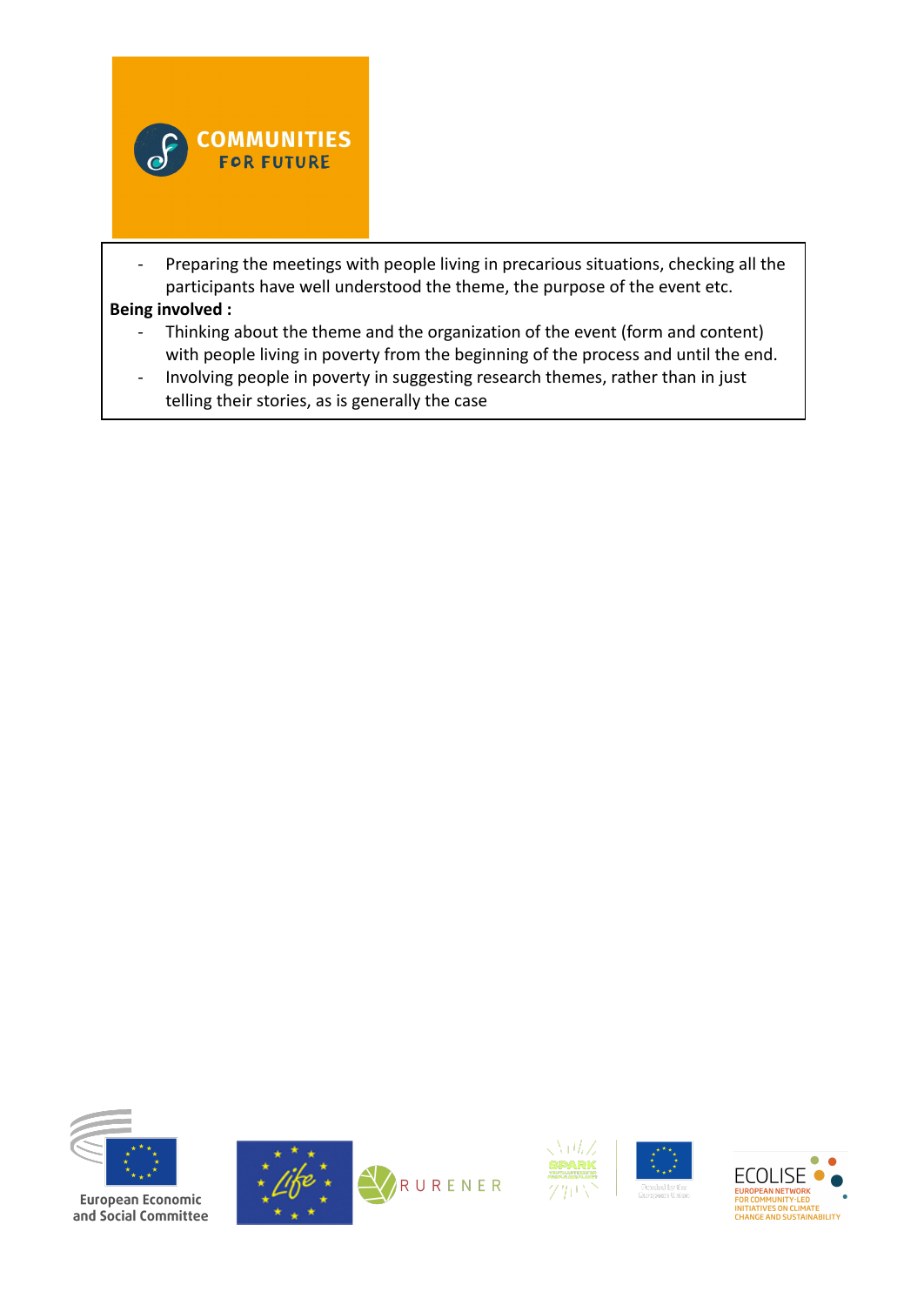- Preparing the meetings with people living in precarious situations, checking all the participants have well understood the theme, the purpose of the event etc.

**Being involved :**

- Thinking about the theme and the organization of the event (form and content) with people living in poverty from the beginning of the process and until the end.
- Involving people in poverty in suggesting research themes, rather than in just telling their stories, as is generally the case